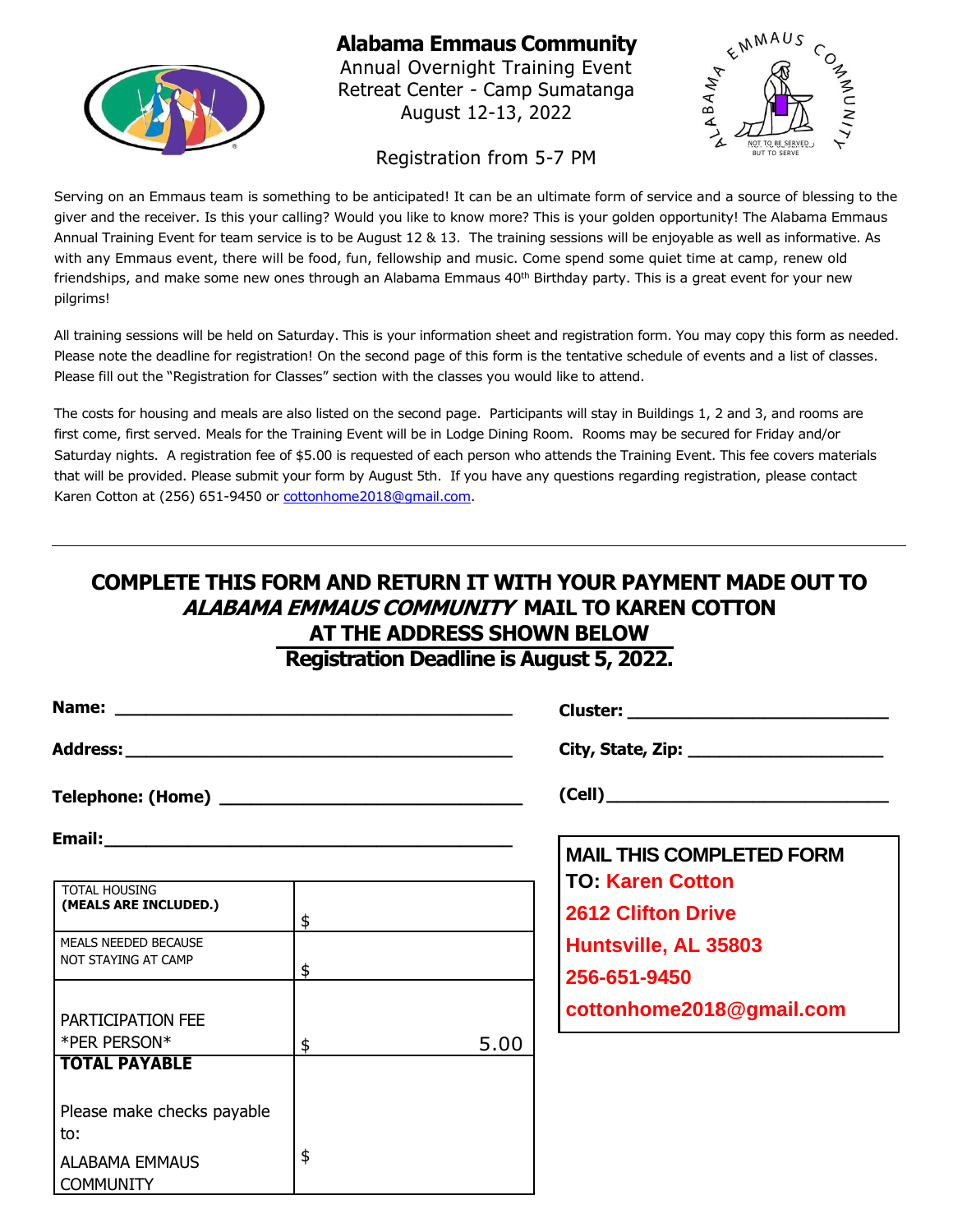# Alabama Emmaus Community

Annual Overnight Training Event
Retreat Center - Camp Sumatanga
August 12-13, 2022

Registration from 5-7 PM

Serving on an Emmaus team is something to be anticipated! It can be an ultimate form of service and a source of blessing to the giver and the receiver. Is this your calling? Would you like to know more? This is your golden opportunity! The Alabama Emmaus Annual Training Event for team service is to be August 12 & 13. The training sessions will be enjoyable as well as informative. As with any Emmaus event, there will be food, fun, fellowship and music. Come spend some quiet time at camp, renew old friendships, and make some new ones through an Alabama Emmaus 40th Birthday party. This is a great event for your new pilgrims!

All training sessions will be held on Saturday. This is your information sheet and registration form. You may copy this form as needed. Please note the deadline for registration! On the second page of this form is the tentative schedule of events and a list of classes. Please fill out the "Registration for Classes" section with the classes you would like to attend.

The costs for housing and meals are also listed on the second page. Participants will stay in Buildings 1, 2 and 3, and rooms are first come, first served. Meals for the Training Event will be in Lodge Dining Room. Rooms may be secured for Friday and/or Saturday nights. A registration fee of $5.00 is requested of each person who attends the Training Event. This fee covers materials that will be provided. Please submit your form by August 5th. If you have any questions regarding registration, please contact Karen Cotton at (256) 651-9450 or cottonhome2018@gmail.com.

---

## COMPLETE THIS FORM AND RETURN IT WITH YOUR PAYMENT MADE OUT TO *ALABAMA EMMAUS COMMUNITY* MAIL TO KAREN COTTON AT THE ADDRESS SHOWN BELOW

## Registration Deadline is August 5, 2022.

**Name:** ______________________________ **Cluster:** ______________________

**Address:** ______________________________ **City, State, Zip:** ______________________

**Telephone: (Home)** ______________________ **(Cell)** ______________________

**Email:** ______________________________

| | |
|---|---|
| TOTAL HOUSING **(MEALS ARE INCLUDED.)** | $ |
| MEALS NEEDED BECAUSE NOT STAYING AT CAMP | $ |
| PARTICIPATION FEE *PER PERSON* | $ 5.00 |
| **TOTAL PAYABLE** Please make checks payable to: ALABAMA EMMAUS COMMUNITY | $ |

**MAIL THIS COMPLETED FORM TO:** **Karen Cotton**
**2612 Clifton Drive**
**Huntsville, AL 35803**
**256-651-9450**
**cottonhome2018@gmail.com**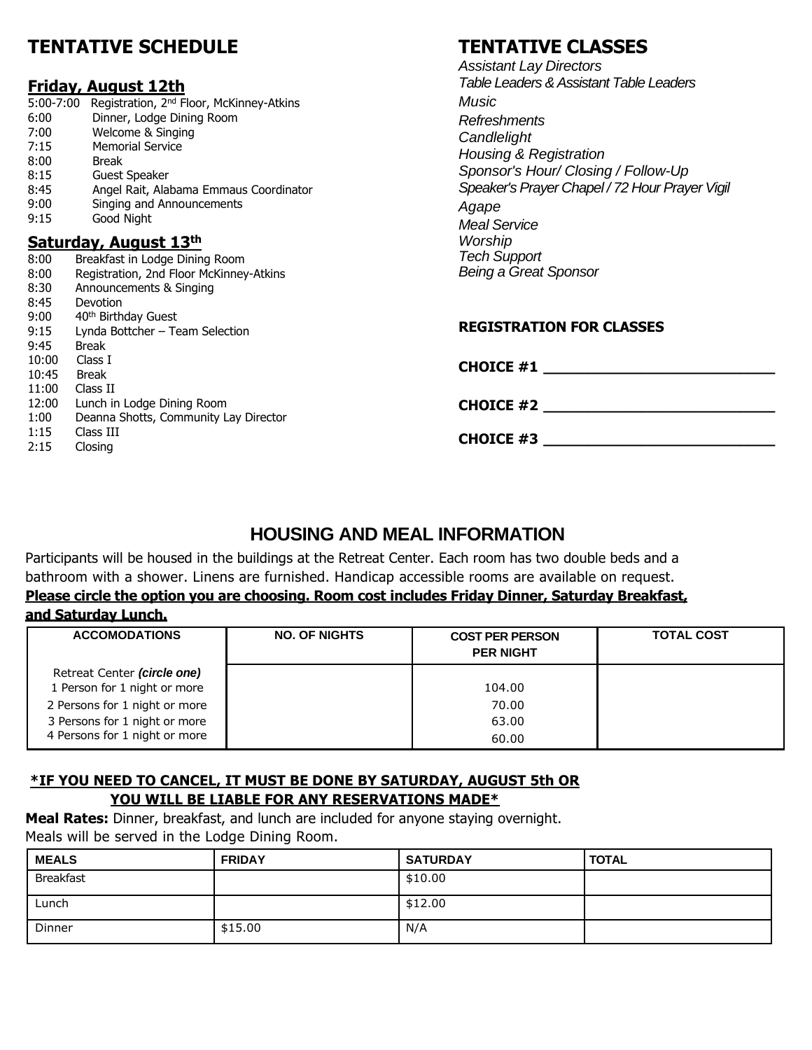## TENTATIVE SCHEDULE

### Friday, August 12th

| | |
|---|---|
| 5:00-7:00 | Registration, 2nd Floor, McKinney-Atkins |
| 6:00 | Dinner, Lodge Dining Room |
| 7:00 | Welcome & Singing |
| 7:15 | Memorial Service |
| 8:00 | Break |
| 8:15 | Guest Speaker |
| 8:45 | Angel Rait, Alabama Emmaus Coordinator |
| 9:00 | Singing and Announcements |
| 9:15 | Good Night |

### Saturday, August 13th

| | |
|---|---|
| 8:00 | Breakfast in Lodge Dining Room |
| 8:00 | Registration, 2nd Floor McKinney-Atkins |
| 8:30 | Announcements & Singing |
| 8:45 | Devotion |
| 9:00 | 40th Birthday Guest |
| 9:15 | Lynda Bottcher – Team Selection |
| 9:45 | Break |
| 10:00 | Class I |
| 10:45 | Break |
| 11:00 | Class II |
| 12:00 | Lunch in Lodge Dining Room |
| 1:00 | Deanna Shotts, Community Lay Director |
| 1:15 | Class III |
| 2:15 | Closing |

## TENTATIVE CLASSES

*Assistant Lay Directors*
*Table Leaders & Assistant Table Leaders*
*Music*
*Refreshments*
*Candlelight*
*Housing & Registration*
*Sponsor's Hour/ Closing / Follow-Up*
*Speaker's Prayer Chapel / 72 Hour Prayer Vigil*
*Agape*
*Meal Service*
*Worship*
*Tech Support*
*Being a Great Sponsor*

**REGISTRATION FOR CLASSES**

**CHOICE #1** ____________________________

**CHOICE #2** ____________________________

**CHOICE #3** ____________________________

## HOUSING AND MEAL INFORMATION

Participants will be housed in the buildings at the Retreat Center. Each room has two double beds and a bathroom with a shower. Linens are furnished. Handicap accessible rooms are available on request.

**Please circle the option you are choosing. Room cost includes Friday Dinner, Saturday Breakfast, and Saturday Lunch.**

| ACCOMODATIONS | NO. OF NIGHTS | COST PER PERSON PER NIGHT | TOTAL COST |
|---|---|---|---|
| Retreat Center *(circle one)* | | | |
| 1 Person for 1 night or more | | 104.00 | |
| 2 Persons for 1 night or more | | 70.00 | |
| 3 Persons for 1 night or more | | 63.00 | |
| 4 Persons for 1 night or more | | 60.00 | |

**\*IF YOU NEED TO CANCEL, IT MUST BE DONE BY SATURDAY, AUGUST 5th OR YOU WILL BE LIABLE FOR ANY RESERVATIONS MADE\***

**Meal Rates:** Dinner, breakfast, and lunch are included for anyone staying overnight.
Meals will be served in the Lodge Dining Room.

| MEALS | FRIDAY | SATURDAY | TOTAL |
|---|---|---|---|
| Breakfast | | $10.00 | |
| Lunch | | $12.00 | |
| Dinner | $15.00 | N/A | |